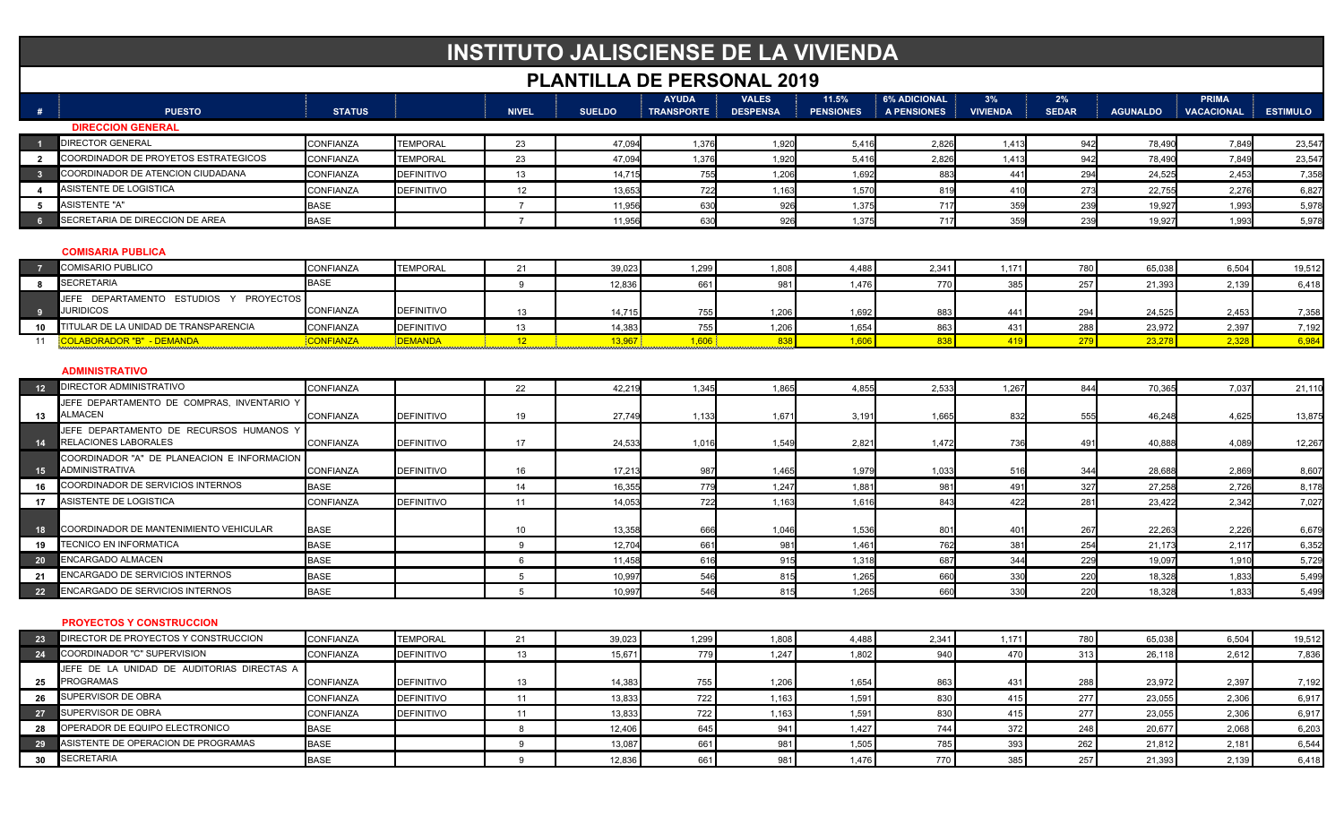# INSTITUTO JALISCIENSE DE LA VIVIENDA

## PLANTILLA DE PERSONAL 2019

| # | PUESTO | STATUS | | NIVEL | SUELDO | AYUDA TRANSPORTE | VALES DESPENSA | 11.5% PENSIONES | 6% ADICIONAL A PENSIONES | 3% VIVIENDA | 2% SEDAR | AGUNALDO | PRIMA VACACIONAL | ESTIMULO |
|---|---|---|---|---|---|---|---|---|---|---|---|---|---|---|
| | **DIRECCION GENERAL** | | | | | | | | | | | | | |
| 1 | DIRECTOR GENERAL | CONFIANZA | TEMPORAL | 23 | 47,094 | 1,376 | 1,920 | 5,416 | 2,826 | 1,413 | 942 | 78,490 | 7,849 | 23,547 |
| 2 | COORDINADOR DE PROYETOS ESTRATEGICOS | CONFIANZA | TEMPORAL | 23 | 47,094 | 1,376 | 1,920 | 5,416 | 2,826 | 1,413 | 942 | 78,490 | 7,849 | 23,547 |
| 3 | COORDINADOR DE ATENCION CIUDADANA | CONFIANZA | DEFINITIVO | 13 | 14,715 | 755 | 1,206 | 1,692 | 883 | 441 | 294 | 24,525 | 2,453 | 7,358 |
| 4 | ASISTENTE DE LOGISTICA | CONFIANZA | DEFINITIVO | 12 | 13,653 | 722 | 1,163 | 1,570 | 819 | 410 | 273 | 22,755 | 2,276 | 6,827 |
| 5 | ASISTENTE "A" | BASE | | 7 | 11,956 | 630 | 926 | 1,375 | 717 | 359 | 239 | 19,927 | 1,993 | 5,978 |
| 6 | SECRETARIA DE DIRECCION DE AREA | BASE | | 7 | 11,956 | 630 | 926 | 1,375 | 717 | 359 | 239 | 19,927 | 1,993 | 5,978 |
| | **COMISARIA PUBLICA** | | | | | | | | | | | | | |
| 7 | COMISARIO PUBLICO | CONFIANZA | TEMPORAL | 21 | 39,023 | 1,299 | 1,808 | 4,488 | 2,341 | 1,171 | 780 | 65,038 | 6,504 | 19,512 |
| 8 | SECRETARIA | BASE | | 9 | 12,836 | 661 | 981 | 1,476 | 770 | 385 | 257 | 21,393 | 2,139 | 6,418 |
| 9 | JEFE DEPARTAMENTO ESTUDIOS Y PROYECTOS JURIDICOS | CONFIANZA | DEFINITIVO | 13 | 14,715 | 755 | 1,206 | 1,692 | 883 | 441 | 294 | 24,525 | 2,453 | 7,358 |
| 10 | TITULAR DE LA UNIDAD DE TRANSPARENCIA | CONFIANZA | DEFINITIVO | 13 | 14,383 | 755 | 1,206 | 1,654 | 863 | 431 | 288 | 23,972 | 2,397 | 7,192 |
| 11 | COLABORADOR "B" - DEMANDA | CONFIANZA | DEMANDA | 12 | 13,967 | 1,606 | 838 | 1,606 | 838 | 419 | 279 | 23,278 | 2,328 | 6,984 |
| | **ADMINISTRATIVO** | | | | | | | | | | | | | |
| 12 | DIRECTOR ADMINISTRATIVO | CONFIANZA | | 22 | 42,219 | 1,345 | 1,865 | 4,855 | 2,533 | 1,267 | 844 | 70,365 | 7,037 | 21,110 |
| 13 | JEFE DEPARTAMENTO DE COMPRAS, INVENTARIO Y ALMACEN | CONFIANZA | DEFINITIVO | 19 | 27,749 | 1,133 | 1,671 | 3,191 | 1,665 | 832 | 555 | 46,248 | 4,625 | 13,875 |
| 14 | JEFE DEPARTAMENTO DE RECURSOS HUMANOS Y RELACIONES LABORALES | CONFIANZA | DEFINITIVO | 17 | 24,533 | 1,016 | 1,549 | 2,821 | 1,472 | 736 | 491 | 40,888 | 4,089 | 12,267 |
| 15 | COORDINADOR "A" DE PLANEACION E INFORMACION ADMINISTRATIVA | CONFIANZA | DEFINITIVO | 16 | 17,213 | 987 | 1,465 | 1,979 | 1,033 | 516 | 344 | 28,688 | 2,869 | 8,607 |
| 16 | COORDINADOR DE SERVICIOS INTERNOS | BASE | | 14 | 16,355 | 779 | 1,247 | 1,881 | 981 | 491 | 327 | 27,258 | 2,726 | 8,178 |
| 17 | ASISTENTE DE LOGISTICA | CONFIANZA | DEFINITIVO | 11 | 14,053 | 722 | 1,163 | 1,616 | 843 | 422 | 281 | 23,422 | 2,342 | 7,027 |
| 18 | COORDINADOR DE MANTENIMIENTO VEHICULAR | BASE | | 10 | 13,358 | 666 | 1,046 | 1,536 | 801 | 401 | 267 | 22,263 | 2,226 | 6,679 |
| 19 | TECNICO EN INFORMATICA | BASE | | 9 | 12,704 | 661 | 981 | 1,461 | 762 | 381 | 254 | 21,173 | 2,117 | 6,352 |
| 20 | ENCARGADO ALMACEN | BASE | | 6 | 11,458 | 616 | 915 | 1,318 | 687 | 344 | 229 | 19,097 | 1,910 | 5,729 |
| 21 | ENCARGADO DE SERVICIOS INTERNOS | BASE | | 5 | 10,997 | 546 | 815 | 1,265 | 660 | 330 | 220 | 18,328 | 1,833 | 5,499 |
| 22 | ENCARGADO DE SERVICIOS INTERNOS | BASE | | 5 | 10,997 | 546 | 815 | 1,265 | 660 | 330 | 220 | 18,328 | 1,833 | 5,499 |
| | **PROYECTOS Y CONSTRUCCION** | | | | | | | | | | | | | |
| 23 | DIRECTOR DE PROYECTOS Y CONSTRUCCION | CONFIANZA | TEMPORAL | 21 | 39,023 | 1,299 | 1,808 | 4,488 | 2,341 | 1,171 | 780 | 65,038 | 6,504 | 19,512 |
| 24 | COORDINADOR "C" SUPERVISION | CONFIANZA | DEFINITIVO | 13 | 15,671 | 779 | 1,247 | 1,802 | 940 | 470 | 313 | 26,118 | 2,612 | 7,836 |
| 25 | JEFE DE LA UNIDAD DE AUDITORIAS DIRECTAS A PROGRAMAS | CONFIANZA | DEFINITIVO | 13 | 14,383 | 755 | 1,206 | 1,654 | 863 | 431 | 288 | 23,972 | 2,397 | 7,192 |
| 26 | SUPERVISOR DE OBRA | CONFIANZA | DEFINITIVO | 11 | 13,833 | 722 | 1,163 | 1,591 | 830 | 415 | 277 | 23,055 | 2,306 | 6,917 |
| 27 | SUPERVISOR DE OBRA | CONFIANZA | DEFINITIVO | 11 | 13,833 | 722 | 1,163 | 1,591 | 830 | 415 | 277 | 23,055 | 2,306 | 6,917 |
| 28 | OPERADOR DE EQUIPO ELECTRONICO | BASE | | 8 | 12,406 | 645 | 941 | 1,427 | 744 | 372 | 248 | 20,677 | 2,068 | 6,203 |
| 29 | ASISTENTE DE OPERACION DE PROGRAMAS | BASE | | 9 | 13,087 | 661 | 981 | 1,505 | 785 | 393 | 262 | 21,812 | 2,181 | 6,544 |
| 30 | SECRETARIA | BASE | | 9 | 12,836 | 661 | 981 | 1,476 | 770 | 385 | 257 | 21,393 | 2,139 | 6,418 |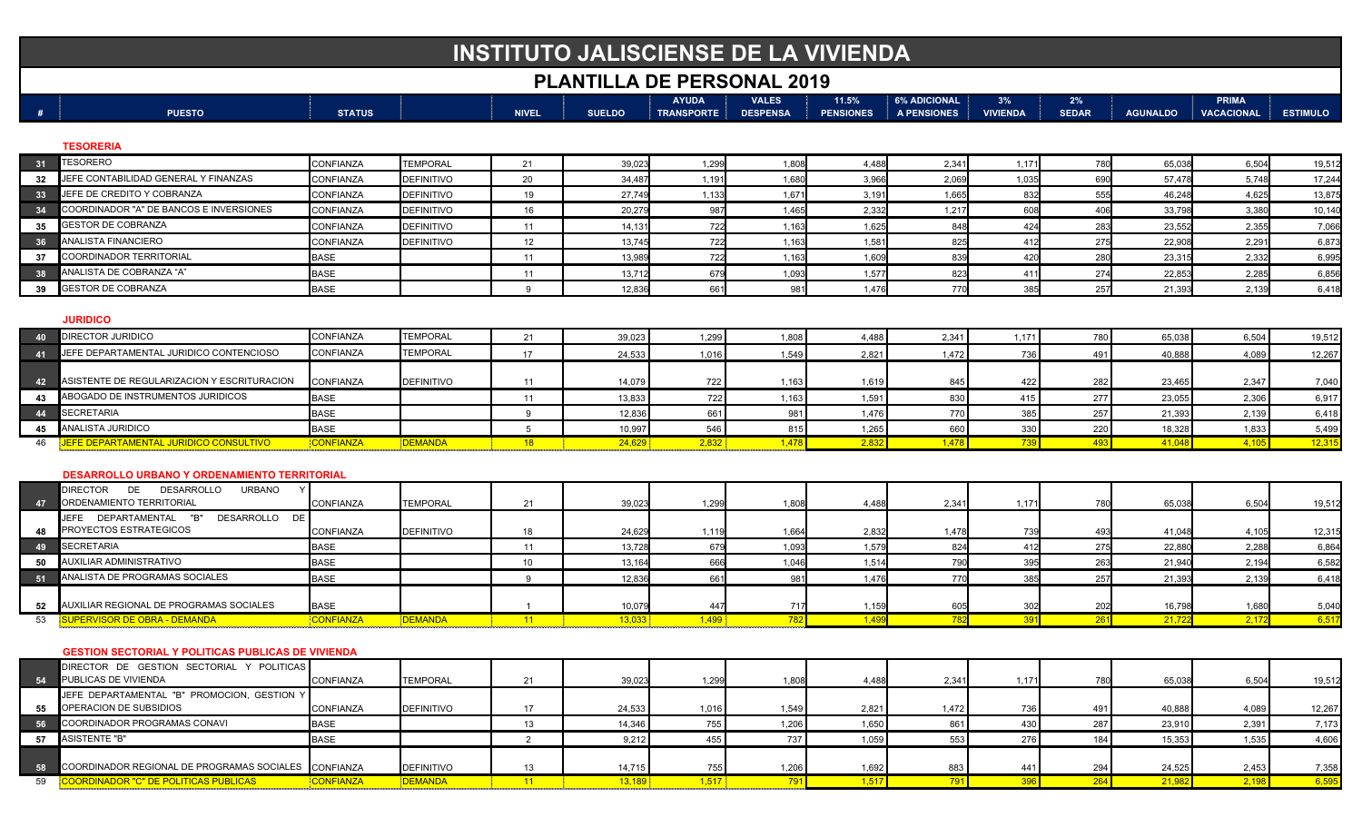# INSTITUTO JALISCIENSE DE LA VIVIENDA

## PLANTILLA DE PERSONAL 2019

| # | PUESTO | STATUS | | NIVEL | SUELDO | AYUDA TRANSPORTE | VALES DESPENSA | 11.5% PENSIONES | 6% ADICIONAL A PENSIONES | 3% VIVIENDA | 2% SEDAR | AGUNALDO | PRIMA VACACIONAL | ESTIMULO |
|---|---|---|---|---|---|---|---|---|---|---|---|---|---|---|
| | **TESORERIA** | | | | | | | | | | | | | |
| 31 | TESORERO | CONFIANZA | TEMPORAL | 21 | 39,023 | 1,299 | 1,808 | 4,488 | 2,341 | 1,171 | 780 | 65,038 | 6,504 | 19,512 |
| 32 | JEFE CONTABILIDAD GENERAL Y FINANZAS | CONFIANZA | DEFINITIVO | 20 | 34,487 | 1,191 | 1,680 | 3,966 | 2,069 | 1,035 | 690 | 57,478 | 5,748 | 17,244 |
| 33 | JEFE DE CREDITO Y COBRANZA | CONFIANZA | DEFINITIVO | 19 | 27,749 | 1,133 | 1,671 | 3,191 | 1,665 | 832 | 555 | 46,248 | 4,625 | 13,875 |
| 34 | COORDINADOR "A" DE BANCOS E INVERSIONES | CONFIANZA | DEFINITIVO | 16 | 20,279 | 987 | 1,465 | 2,332 | 1,217 | 608 | 406 | 33,798 | 3,380 | 10,140 |
| 35 | GESTOR DE COBRANZA | CONFIANZA | DEFINITIVO | 11 | 14,131 | 722 | 1,163 | 1,625 | 848 | 424 | 283 | 23,552 | 2,355 | 7,066 |
| 36 | ANALISTA FINANCIERO | CONFIANZA | DEFINITIVO | 12 | 13,745 | 722 | 1,163 | 1,581 | 825 | 412 | 275 | 22,908 | 2,291 | 6,873 |
| 37 | COORDINADOR TERRITORIAL | BASE | | 11 | 13,989 | 722 | 1,163 | 1,609 | 839 | 420 | 280 | 23,315 | 2,332 | 6,995 |
| 38 | ANALISTA DE COBRANZA "A" | BASE | | 11 | 13,712 | 679 | 1,093 | 1,577 | 823 | 411 | 274 | 22,853 | 2,285 | 6,856 |
| 39 | GESTOR DE COBRANZA | BASE | | 9 | 12,836 | 661 | 981 | 1,476 | 770 | 385 | 257 | 21,393 | 2,139 | 6,418 |
| | **JURIDICO** | | | | | | | | | | | | | |
| 40 | DIRECTOR JURIDICO | CONFIANZA | TEMPORAL | 21 | 39,023 | 1,299 | 1,808 | 4,488 | 2,341 | 1,171 | 780 | 65,038 | 6,504 | 19,512 |
| 41 | JEFE DEPARTAMENTAL JURIDICO CONTENCIOSO | CONFIANZA | TEMPORAL | 17 | 24,533 | 1,016 | 1,549 | 2,821 | 1,472 | 736 | 491 | 40,888 | 4,089 | 12,267 |
| 42 | ASISTENTE DE REGULARIZACION Y ESCRITURACION | CONFIANZA | DEFINITIVO | 11 | 14,079 | 722 | 1,163 | 1,619 | 845 | 422 | 282 | 23,465 | 2,347 | 7,040 |
| 43 | ABOGADO DE INSTRUMENTOS JURIDICOS | BASE | | 11 | 13,833 | 722 | 1,163 | 1,591 | 830 | 415 | 277 | 23,055 | 2,306 | 6,917 |
| 44 | SECRETARIA | BASE | | 9 | 12,836 | 661 | 981 | 1,476 | 770 | 385 | 257 | 21,393 | 2,139 | 6,418 |
| 45 | ANALISTA JURIDICO | BASE | | 5 | 10,997 | 546 | 815 | 1,265 | 660 | 330 | 220 | 18,328 | 1,833 | 5,499 |
| 46 | JEFE DEPARTAMENTAL JURIDICO CONSULTIVO | CONFIANZA | DEMANDA | 18 | 24,629 | 2,832 | 1,478 | 2,832 | 1,478 | 739 | 493 | 41,048 | 4,105 | 12,315 |
| | **DESARROLLO URBANO Y ORDENAMIENTO TERRITORIAL** | | | | | | | | | | | | | |
| 47 | DIRECTOR DE DESARROLLO URBANO Y ORDENAMIENTO TERRITORIAL | CONFIANZA | TEMPORAL | 21 | 39,023 | 1,299 | 1,808 | 4,488 | 2,341 | 1,171 | 780 | 65,038 | 6,504 | 19,512 |
| 48 | JEFE DEPARTAMENTAL "B" DESARROLLO DE PROYECTOS ESTRATEGICOS | CONFIANZA | DEFINITIVO | 18 | 24,629 | 1,119 | 1,664 | 2,832 | 1,478 | 739 | 493 | 41,048 | 4,105 | 12,315 |
| 49 | SECRETARIA | BASE | | 11 | 13,728 | 679 | 1,093 | 1,579 | 824 | 412 | 275 | 22,880 | 2,288 | 6,864 |
| 50 | AUXILIAR ADMINISTRATIVO | BASE | | 10 | 13,164 | 666 | 1,046 | 1,514 | 790 | 395 | 263 | 21,940 | 2,194 | 6,582 |
| 51 | ANALISTA DE PROGRAMAS SOCIALES | BASE | | 9 | 12,836 | 661 | 981 | 1,476 | 770 | 385 | 257 | 21,393 | 2,139 | 6,418 |
| 52 | AUXILIAR REGIONAL DE PROGRAMAS SOCIALES | BASE | | 1 | 10,079 | 447 | 717 | 1,159 | 605 | 302 | 202 | 16,798 | 1,680 | 5,040 |
| 53 | SUPERVISOR DE OBRA - DEMANDA | CONFIANZA | DEMANDA | 11 | 13,033 | 1,499 | 782 | 1,499 | 782 | 391 | 261 | 21,722 | 2,172 | 6,517 |
| | **GESTION SECTORIAL Y POLITICAS PUBLICAS DE VIVIENDA** | | | | | | | | | | | | | |
| 54 | DIRECTOR DE GESTION SECTORIAL Y POLITICAS PUBLICAS DE VIVIENDA | CONFIANZA | TEMPORAL | 21 | 39,023 | 1,299 | 1,808 | 4,488 | 2,341 | 1,171 | 780 | 65,038 | 6,504 | 19,512 |
| 55 | JEFE DEPARTAMENTAL "B" PROMOCION, GESTION Y OPERACION DE SUBSIDIOS | CONFIANZA | DEFINITIVO | 17 | 24,533 | 1,016 | 1,549 | 2,821 | 1,472 | 736 | 491 | 40,888 | 4,089 | 12,267 |
| 56 | COORDINADOR PROGRAMAS CONAVI | BASE | | 13 | 14,346 | 755 | 1,206 | 1,650 | 861 | 430 | 287 | 23,910 | 2,391 | 7,173 |
| 57 | ASISTENTE "B" | BASE | | 2 | 9,212 | 455 | 737 | 1,059 | 553 | 276 | 184 | 15,353 | 1,535 | 4,606 |
| 58 | COORDINADOR REGIONAL DE PROGRAMAS SOCIALES | CONFIANZA | DEFINITIVO | 13 | 14,715 | 755 | 1,206 | 1,692 | 883 | 441 | 294 | 24,525 | 2,453 | 7,358 |
| 59 | COORDINADOR "C" DE POLITICAS PUBLICAS | CONFIANZA | DEMANDA | 11 | 13,189 | 1,517 | 791 | 1,517 | 791 | 396 | 264 | 21,982 | 2,198 | 6,595 |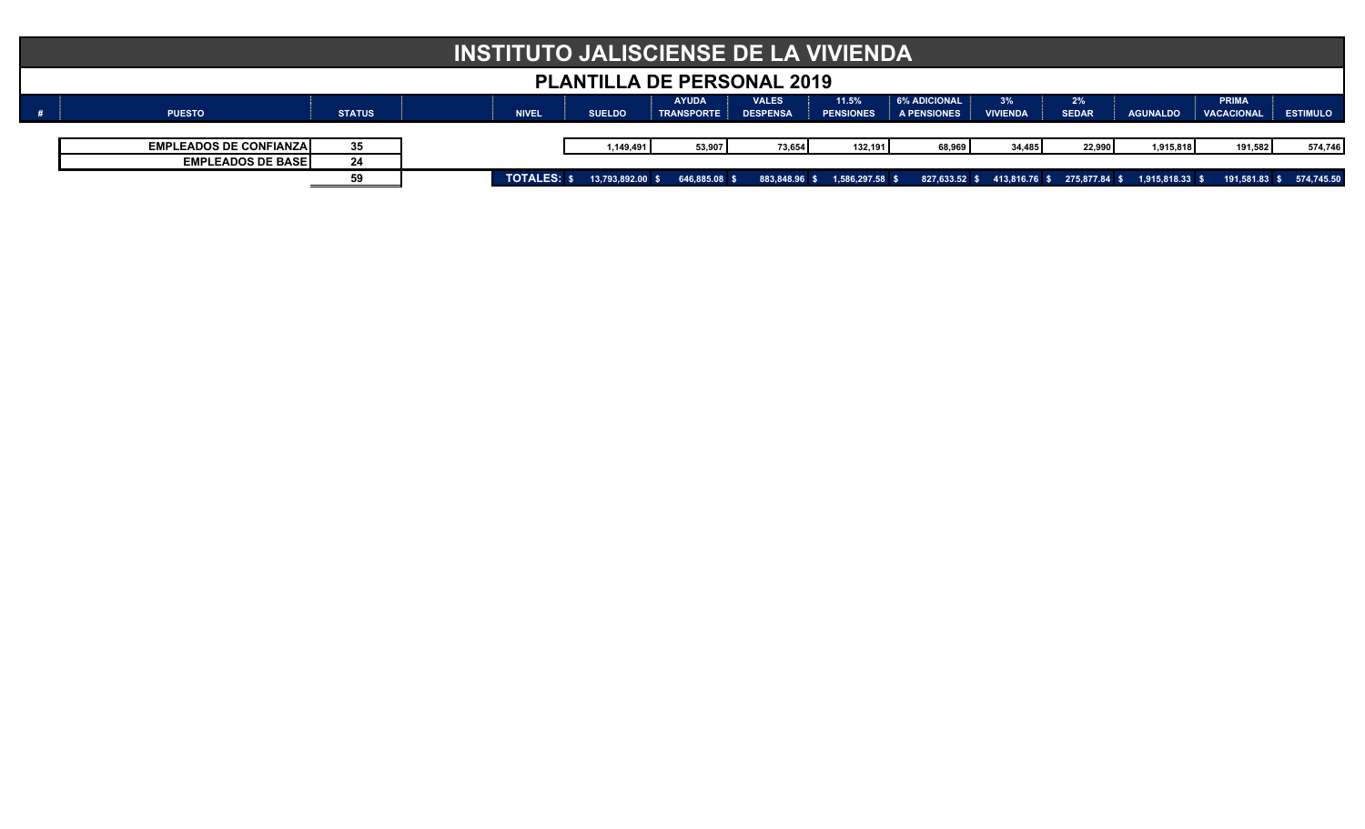# INSTITUTO JALISCIENSE DE LA VIVIENDA

## PLANTILLA DE PERSONAL 2019

| # | PUESTO | STATUS | | NIVEL | SUELDO | AYUDA TRANSPORTE | VALES DESPENSA | 11.5% PENSIONES | 6% ADICIONAL A PENSIONES | 3% VIVIENDA | 2% SEDAR | AGUNALDO | PRIMA VACACIONAL | ESTIMULO |
|---|---|---|---|---|---|---|---|---|---|---|---|---|---|---|
| | EMPLEADOS DE CONFIANZA | 35 | | | 1,149,491 | 53,907 | 73,654 | 132,191 | 68,969 | 34,485 | 22,990 | 1,915,818 | 191,582 | 574,746 |
| | EMPLEADOS DE BASE | 24 | | | | | | | | | | | | |
| | | 59 | | TOTALES: | $ 13,793,892.00 | $ 646,885.08 | $ 883,848.96 | $ 1,586,297.58 | $ 827,633.52 | $ 413,816.76 | $ 275,877.84 | $ 1,915,818.33 | $ 191,581.83 | $ 574,745.50 |